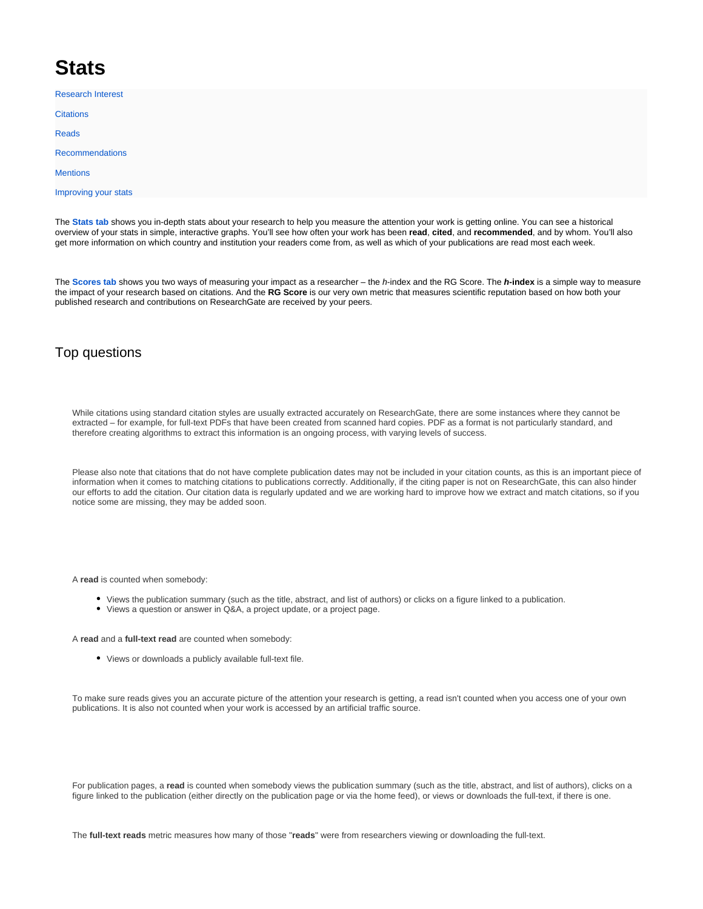# Stats

- Research Interest
- Citations
- Reads
- Recommendations
- Mentions
- Improving your stats

The **Stats tab** shows you in-depth stats about your research to help you measure the attention your work is getting online. You can see a historical overview of your stats in simple, interactive graphs. You'll see how often your work has been **read**, **cited**, and **recommended**, and by whom. You'll also get more information on which country and institution your readers come from, as well as which of your publications are read most each week.

The **Scores tab** shows you two ways of measuring your impact as a researcher – the *h*-index and the RG Score. The ***h*-index** is a simple way to measure the impact of your research based on citations. And the **RG Score** is our very own metric that measures scientific reputation based on how both your published research and contributions on ResearchGate are received by your peers.

## Top questions

While citations using standard citation styles are usually extracted accurately on ResearchGate, there are some instances where they cannot be extracted – for example, for full-text PDFs that have been created from scanned hard copies. PDF as a format is not particularly standard, and therefore creating algorithms to extract this information is an ongoing process, with varying levels of success.

Please also note that citations that do not have complete publication dates may not be included in your citation counts, as this is an important piece of information when it comes to matching citations to publications correctly. Additionally, if the citing paper is not on ResearchGate, this can also hinder our efforts to add the citation. Our citation data is regularly updated and we are working hard to improve how we extract and match citations, so if you notice some are missing, they may be added soon.

A **read** is counted when somebody:

- Views the publication summary (such as the title, abstract, and list of authors) or clicks on a figure linked to a publication.
- Views a question or answer in Q&A, a project update, or a project page.

A **read** and a **full-text read** are counted when somebody:

- Views or downloads a publicly available full-text file.

To make sure reads gives you an accurate picture of the attention your research is getting, a read isn't counted when you access one of your own publications. It is also not counted when your work is accessed by an artificial traffic source.

For publication pages, a **read** is counted when somebody views the publication summary (such as the title, abstract, and list of authors), clicks on a figure linked to the publication (either directly on the publication page or via the home feed), or views or downloads the full-text, if there is one.

The **full-text reads** metric measures how many of those "**reads**" were from researchers viewing or downloading the full-text.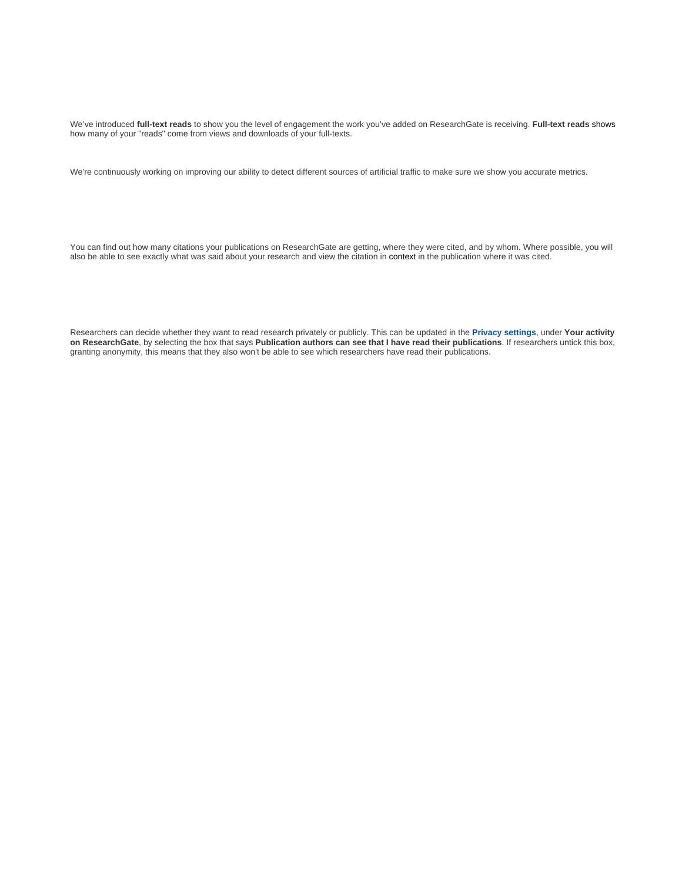We've introduced **full-text reads** to show you the level of engagement the work you've added on ResearchGate is receiving. **Full-text reads** shows how many of your "reads" come from views and downloads of your full-texts.

We're continuously working on improving our ability to detect different sources of artificial traffic to make sure we show you accurate metrics.

You can find out how many citations your publications on ResearchGate are getting, where they were cited, and by whom. Where possible, you will also be able to see exactly what was said about your research and view the citation in context in the publication where it was cited.

Researchers can decide whether they want to read research privately or publicly. This can be updated in the **Privacy settings**, under **Your activity on ResearchGate**, by selecting the box that says **Publication authors can see that I have read their publications**. If researchers untick this box, granting anonymity, this means that they also won't be able to see which researchers have read their publications.